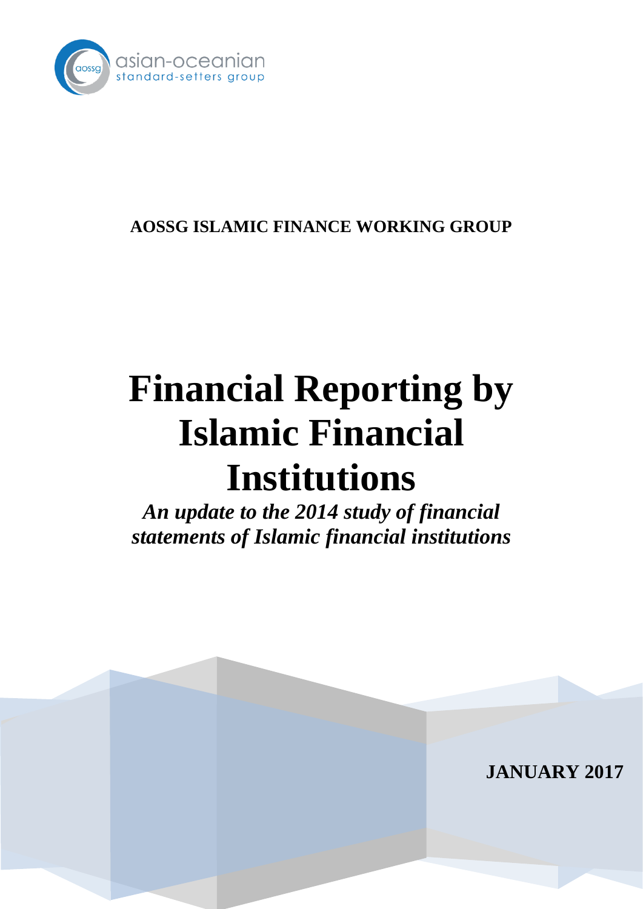asian-oceanian standard-setters group

**AOSSG ISLAMIC FINANCE WORKING GROUP**

# Financial Reporting by Islamic Financial Institutions

***An update to the 2014 study of financial statements of Islamic financial institutions***

**JANUARY 2017**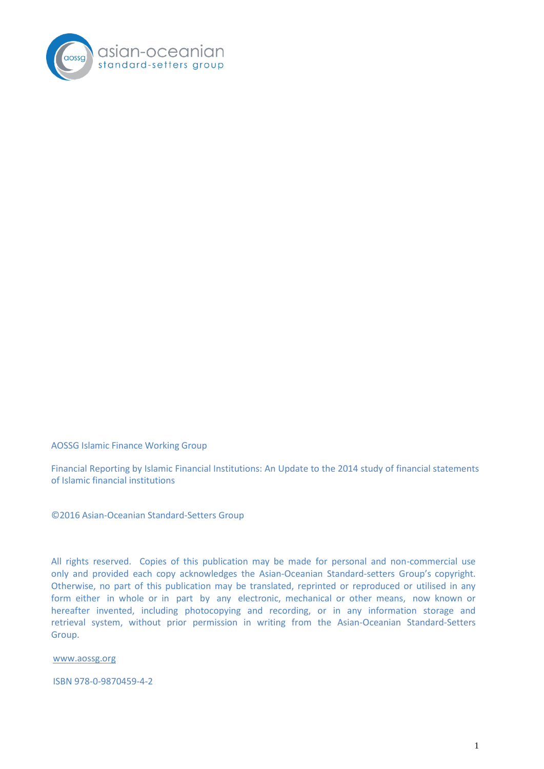asian-oceanian
standard-setters group

AOSSG Islamic Finance Working Group

Financial Reporting by Islamic Financial Institutions: An Update to the 2014 study of financial statements of Islamic financial institutions

©2016 Asian-Oceanian Standard-Setters Group

All rights reserved. Copies of this publication may be made for personal and non-commercial use only and provided each copy acknowledges the Asian-Oceanian Standard-setters Group's copyright. Otherwise, no part of this publication may be translated, reprinted or reproduced or utilised in any form either in whole or in part by any electronic, mechanical or other means, now known or hereafter invented, including photocopying and recording, or in any information storage and retrieval system, without prior permission in writing from the Asian-Oceanian Standard-Setters Group.

www.aossg.org

ISBN 978-0-9870459-4-2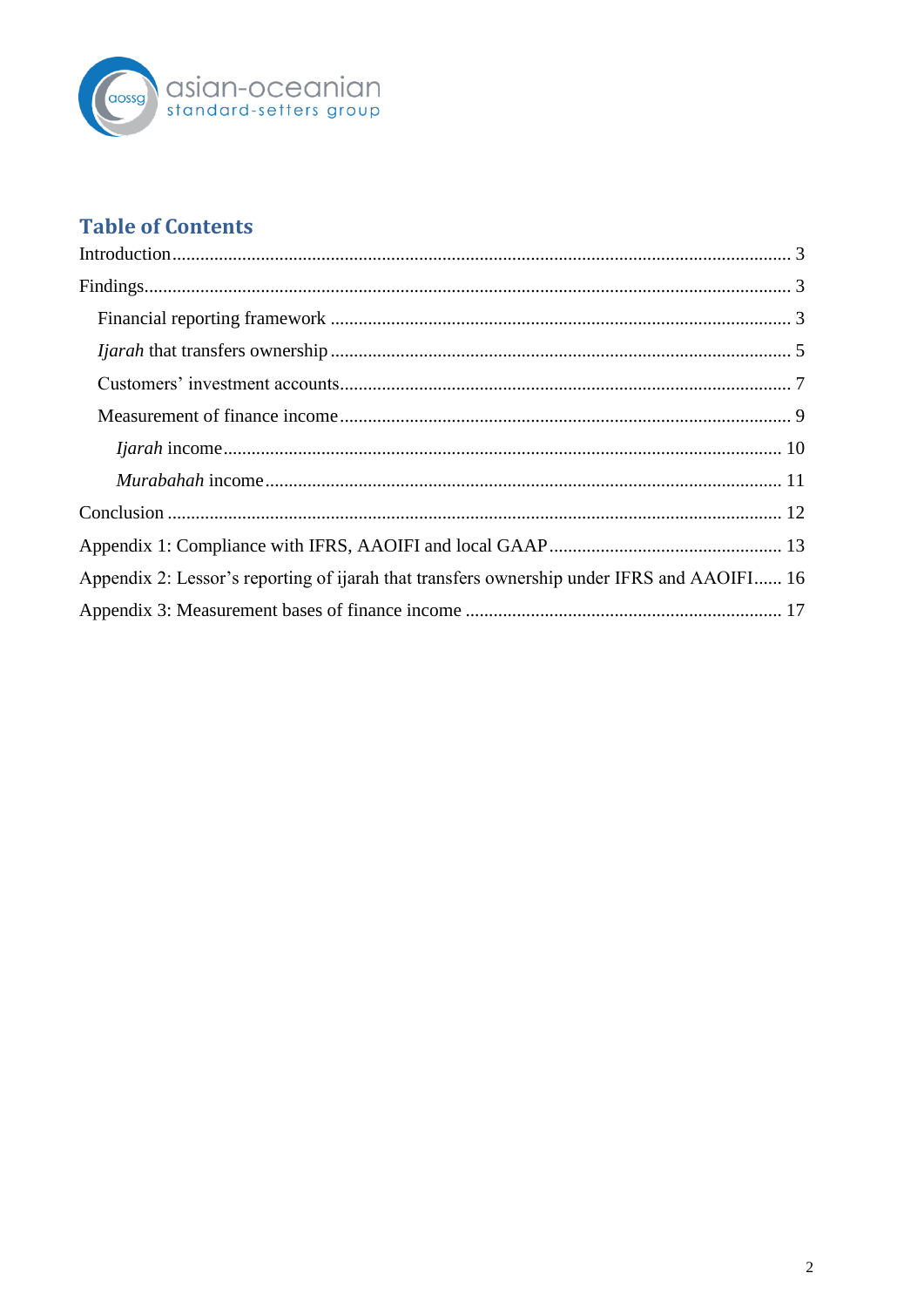## Table of Contents

Introduction .................................................................................................................... 3

Findings .......................................................................................................................... 3

  Financial reporting framework .................................................................................. 3

  *Ijarah* that transfers ownership .................................................................................. 5

  Customers' investment accounts ................................................................................. 7

  Measurement of finance income ................................................................................. 9

    *Ijarah* income ....................................................................................................... 10

    *Murabahah* income ............................................................................................... 11

Conclusion .................................................................................................................... 12

Appendix 1: Compliance with IFRS, AAOIFI and local GAAP ................................................. 13

Appendix 2: Lessor's reporting of ijarah that transfers ownership under IFRS and AAOIFI ...... 16

Appendix 3: Measurement bases of finance income ................................................................ 17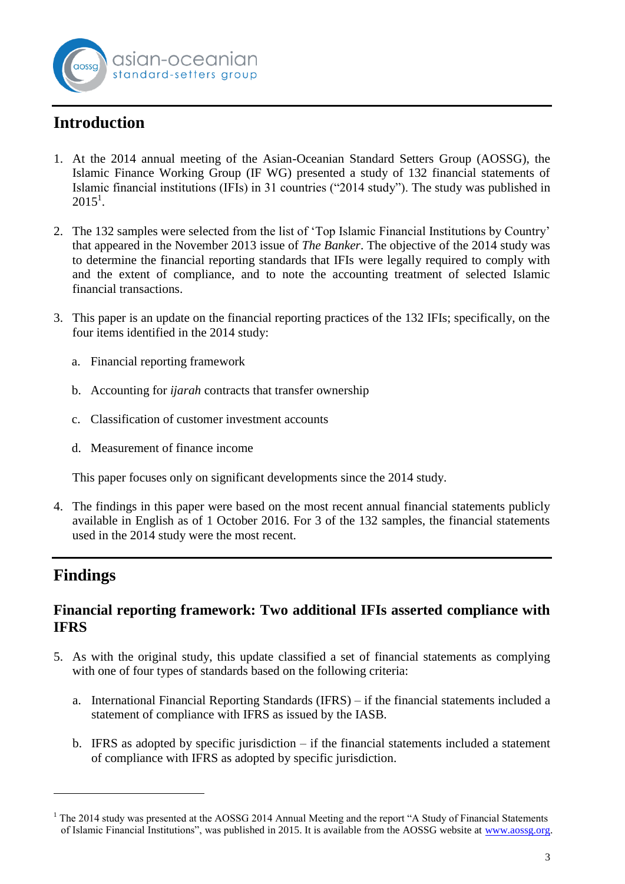## Introduction

1. At the 2014 annual meeting of the Asian-Oceanian Standard Setters Group (AOSSG), the Islamic Finance Working Group (IF WG) presented a study of 132 financial statements of Islamic financial institutions (IFIs) in 31 countries ("2014 study"). The study was published in 2015[1].

2. The 132 samples were selected from the list of 'Top Islamic Financial Institutions by Country' that appeared in the November 2013 issue of *The Banker*. The objective of the 2014 study was to determine the financial reporting standards that IFIs were legally required to comply with and the extent of compliance, and to note the accounting treatment of selected Islamic financial transactions.

3. This paper is an update on the financial reporting practices of the 132 IFIs; specifically, on the four items identified in the 2014 study:

   a. Financial reporting framework

   b. Accounting for *ijarah* contracts that transfer ownership

   c. Classification of customer investment accounts

   d. Measurement of finance income

   This paper focuses only on significant developments since the 2014 study.

4. The findings in this paper were based on the most recent annual financial statements publicly available in English as of 1 October 2016. For 3 of the 132 samples, the financial statements used in the 2014 study were the most recent.

## Findings

### Financial reporting framework: Two additional IFIs asserted compliance with IFRS

5. As with the original study, this update classified a set of financial statements as complying with one of four types of standards based on the following criteria:

   a. International Financial Reporting Standards (IFRS) – if the financial statements included a statement of compliance with IFRS as issued by the IASB.

   b. IFRS as adopted by specific jurisdiction – if the financial statements included a statement of compliance with IFRS as adopted by specific jurisdiction.

---

[1] The 2014 study was presented at the AOSSG 2014 Annual Meeting and the report "A Study of Financial Statements of Islamic Financial Institutions", was published in 2015. It is available from the AOSSG website at www.aossg.org.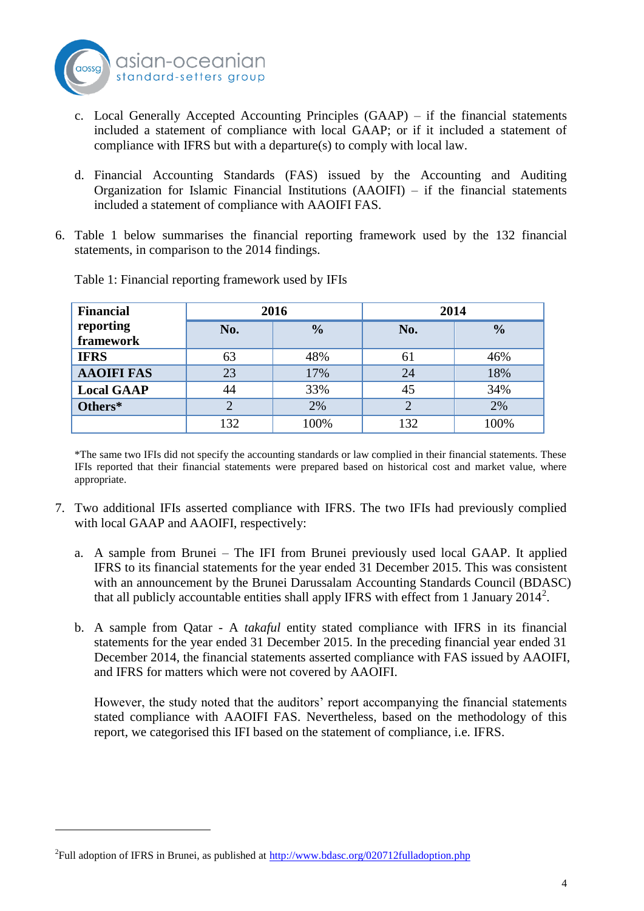c. Local Generally Accepted Accounting Principles (GAAP) – if the financial statements included a statement of compliance with local GAAP; or if it included a statement of compliance with IFRS but with a departure(s) to comply with local law.

d. Financial Accounting Standards (FAS) issued by the Accounting and Auditing Organization for Islamic Financial Institutions (AAOIFI) – if the financial statements included a statement of compliance with AAOIFI FAS.

6. Table 1 below summarises the financial reporting framework used by the 132 financial statements, in comparison to the 2014 findings.

Table 1: Financial reporting framework used by IFIs

| **Financial reporting framework** | **2016** | | **2014** | |
|---|---|---|---|---|
| | **No.** | **%** | **No.** | **%** |
| **IFRS** | 63 | 48% | 61 | 46% |
| **AAOIFI FAS** | 23 | 17% | 24 | 18% |
| **Local GAAP** | 44 | 33% | 45 | 34% |
| **Others*** | 2 | 2% | 2 | 2% |
| | 132 | 100% | 132 | 100% |

*The same two IFIs did not specify the accounting standards or law complied in their financial statements. These IFIs reported that their financial statements were prepared based on historical cost and market value, where appropriate.

7. Two additional IFIs asserted compliance with IFRS. The two IFIs had previously complied with local GAAP and AAOIFI, respectively:

   a. A sample from Brunei – The IFI from Brunei previously used local GAAP. It applied IFRS to its financial statements for the year ended 31 December 2015. This was consistent with an announcement by the Brunei Darussalam Accounting Standards Council (BDASC) that all publicly accountable entities shall apply IFRS with effect from 1 January 2014[2].

   b. A sample from Qatar - A *takaful* entity stated compliance with IFRS in its financial statements for the year ended 31 December 2015. In the preceding financial year ended 31 December 2014, the financial statements asserted compliance with FAS issued by AAOIFI, and IFRS for matters which were not covered by AAOIFI.

      However, the study noted that the auditors' report accompanying the financial statements stated compliance with AAOIFI FAS. Nevertheless, based on the methodology of this report, we categorised this IFI based on the statement of compliance, i.e. IFRS.

[2]Full adoption of IFRS in Brunei, as published at http://www.bdasc.org/020712fulladoption.php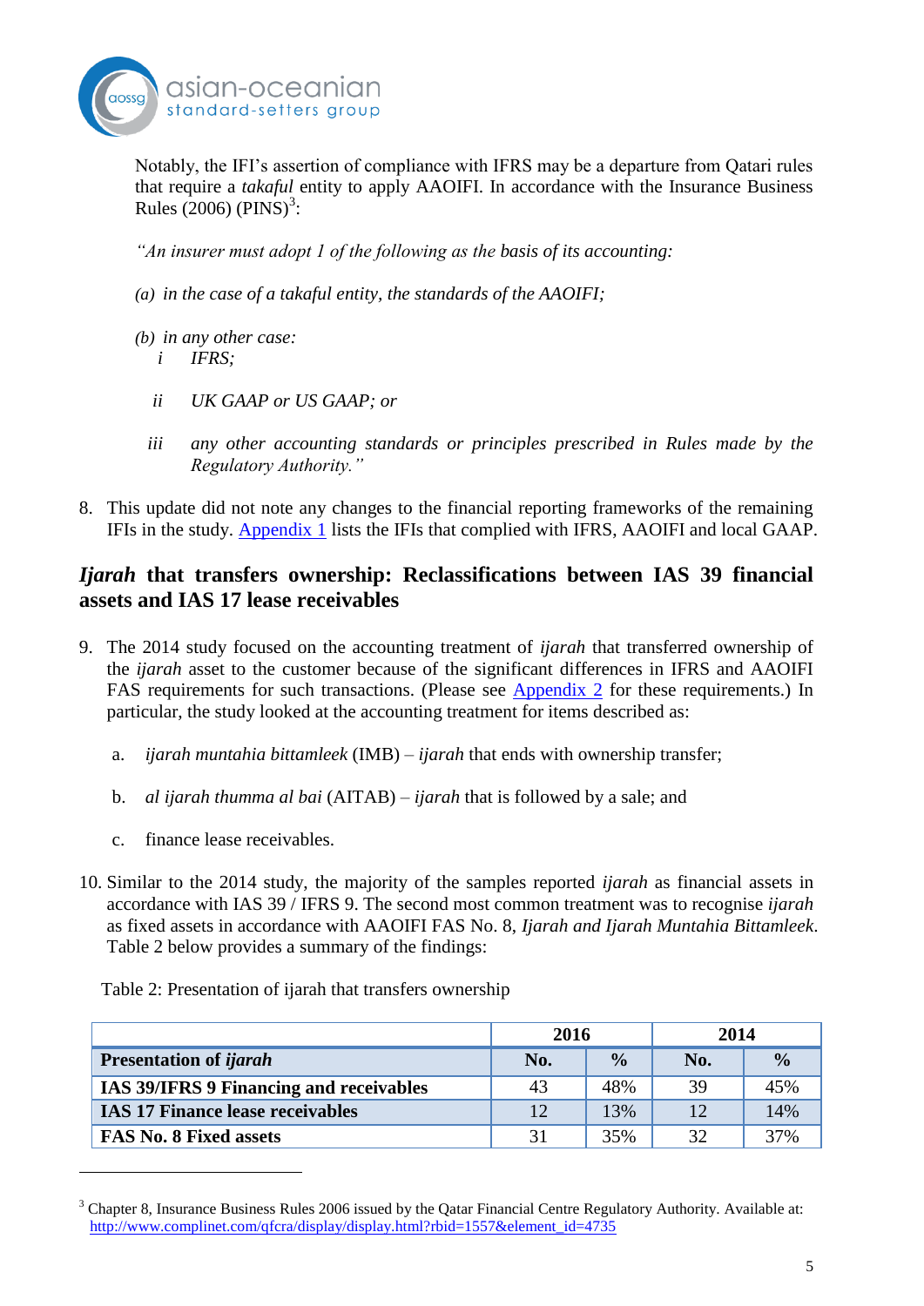Notably, the IFI's assertion of compliance with IFRS may be a departure from Qatari rules that require a *takaful* entity to apply AAOIFI. In accordance with the Insurance Business Rules (2006) (PINS)[3]:

*"An insurer must adopt 1 of the following as the basis of its accounting:*

*(a) in the case of a takaful entity, the standards of the AAOIFI;*

*(b) in any other case:*
*i IFRS;*

*ii UK GAAP or US GAAP; or*

*iii any other accounting standards or principles prescribed in Rules made by the Regulatory Authority."*

8. This update did not note any changes to the financial reporting frameworks of the remaining IFIs in the study. Appendix 1 lists the IFIs that complied with IFRS, AAOIFI and local GAAP.

## *Ijarah* that transfers ownership: Reclassifications between IAS 39 financial assets and IAS 17 lease receivables

9. The 2014 study focused on the accounting treatment of *ijarah* that transferred ownership of the *ijarah* asset to the customer because of the significant differences in IFRS and AAOIFI FAS requirements for such transactions. (Please see Appendix 2 for these requirements.) In particular, the study looked at the accounting treatment for items described as:

   a. *ijarah muntahia bittamleek* (IMB) – *ijarah* that ends with ownership transfer;

   b. *al ijarah thumma al bai* (AITAB) – *ijarah* that is followed by a sale; and

   c. finance lease receivables.

10. Similar to the 2014 study, the majority of the samples reported *ijarah* as financial assets in accordance with IAS 39 / IFRS 9. The second most common treatment was to recognise *ijarah* as fixed assets in accordance with AAOIFI FAS No. 8, *Ijarah and Ijarah Muntahia Bittamleek*. Table 2 below provides a summary of the findings:

Table 2: Presentation of ijarah that transfers ownership

| | 2016 | | 2014 | |
|---|---|---|---|---|
| **Presentation of *ijarah*** | **No.** | **%** | **No.** | **%** |
| **IAS 39/IFRS 9 Financing and receivables** | 43 | 48% | 39 | 45% |
| **IAS 17 Finance lease receivables** | 12 | 13% | 12 | 14% |
| **FAS No. 8 Fixed assets** | 31 | 35% | 32 | 37% |

[3] Chapter 8, Insurance Business Rules 2006 issued by the Qatar Financial Centre Regulatory Authority. Available at: http://www.complinet.com/qfcra/display/display.html?rbid=1557&element_id=4735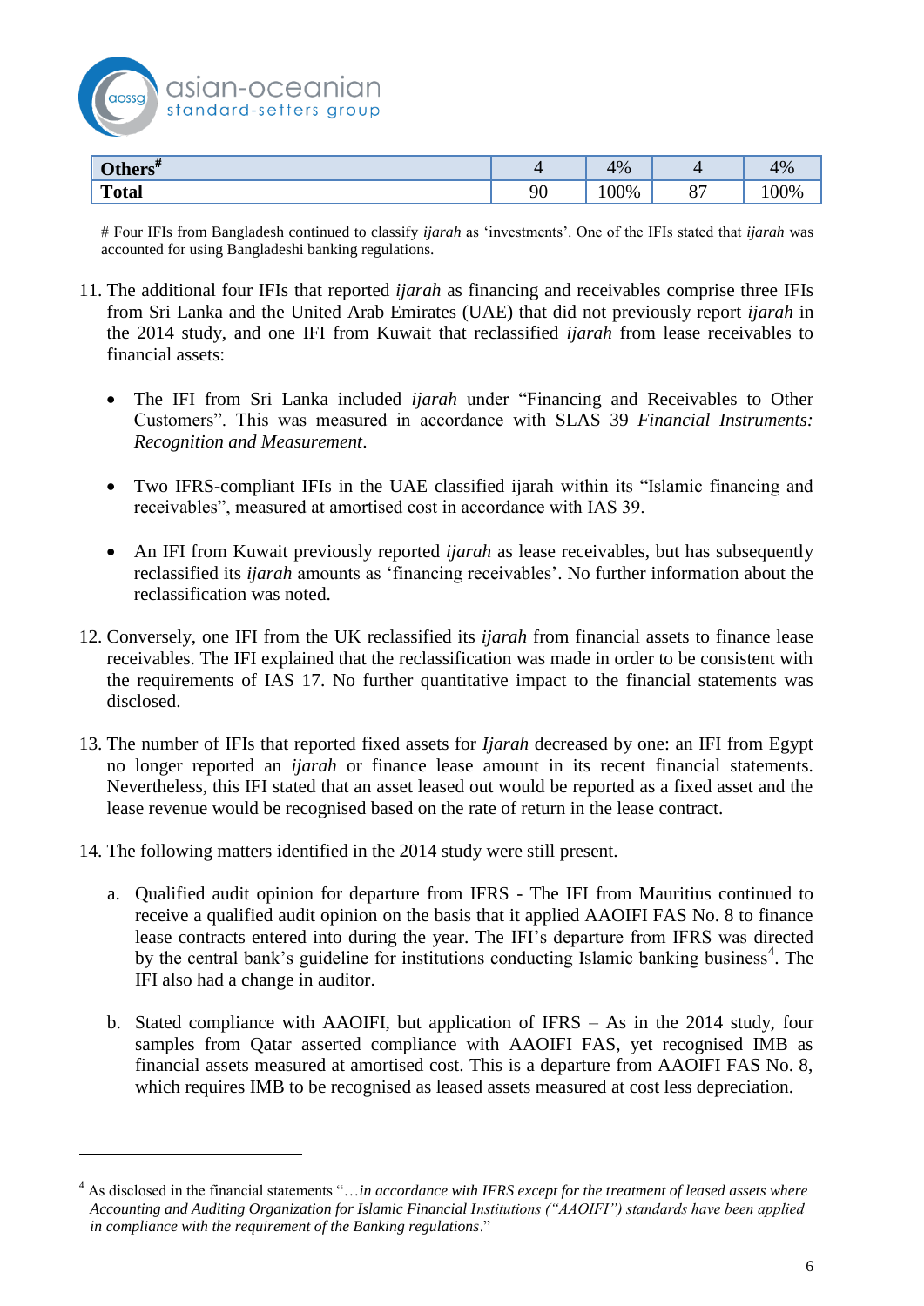| Others[#] | 4 | 4% | 4 | 4% |
|---|---|---|---|---|
| **Total** | 90 | 100% | 87 | 100% |

# Four IFIs from Bangladesh continued to classify *ijarah* as 'investments'. One of the IFIs stated that *ijarah* was accounted for using Bangladeshi banking regulations.

11. The additional four IFIs that reported *ijarah* as financing and receivables comprise three IFIs from Sri Lanka and the United Arab Emirates (UAE) that did not previously report *ijarah* in the 2014 study, and one IFI from Kuwait that reclassified *ijarah* from lease receivables to financial assets:

    - The IFI from Sri Lanka included *ijarah* under "Financing and Receivables to Other Customers". This was measured in accordance with SLAS 39 *Financial Instruments: Recognition and Measurement*.

    - Two IFRS-compliant IFIs in the UAE classified ijarah within its "Islamic financing and receivables", measured at amortised cost in accordance with IAS 39.

    - An IFI from Kuwait previously reported *ijarah* as lease receivables, but has subsequently reclassified its *ijarah* amounts as 'financing receivables'. No further information about the reclassification was noted.

12. Conversely, one IFI from the UK reclassified its *ijarah* from financial assets to finance lease receivables. The IFI explained that the reclassification was made in order to be consistent with the requirements of IAS 17. No further quantitative impact to the financial statements was disclosed.

13. The number of IFIs that reported fixed assets for *Ijarah* decreased by one: an IFI from Egypt no longer reported an *ijarah* or finance lease amount in its recent financial statements. Nevertheless, this IFI stated that an asset leased out would be reported as a fixed asset and the lease revenue would be recognised based on the rate of return in the lease contract.

14. The following matters identified in the 2014 study were still present.

    a. Qualified audit opinion for departure from IFRS - The IFI from Mauritius continued to receive a qualified audit opinion on the basis that it applied AAOIFI FAS No. 8 to finance lease contracts entered into during the year. The IFI's departure from IFRS was directed by the central bank's guideline for institutions conducting Islamic banking business[4]. The IFI also had a change in auditor.

    b. Stated compliance with AAOIFI, but application of IFRS – As in the 2014 study, four samples from Qatar asserted compliance with AAOIFI FAS, yet recognised IMB as financial assets measured at amortised cost. This is a departure from AAOIFI FAS No. 8, which requires IMB to be recognised as leased assets measured at cost less depreciation.

[4] As disclosed in the financial statements "…*in accordance with IFRS except for the treatment of leased assets where Accounting and Auditing Organization for Islamic Financial Institutions ("AAOIFI") standards have been applied in compliance with the requirement of the Banking regulations*."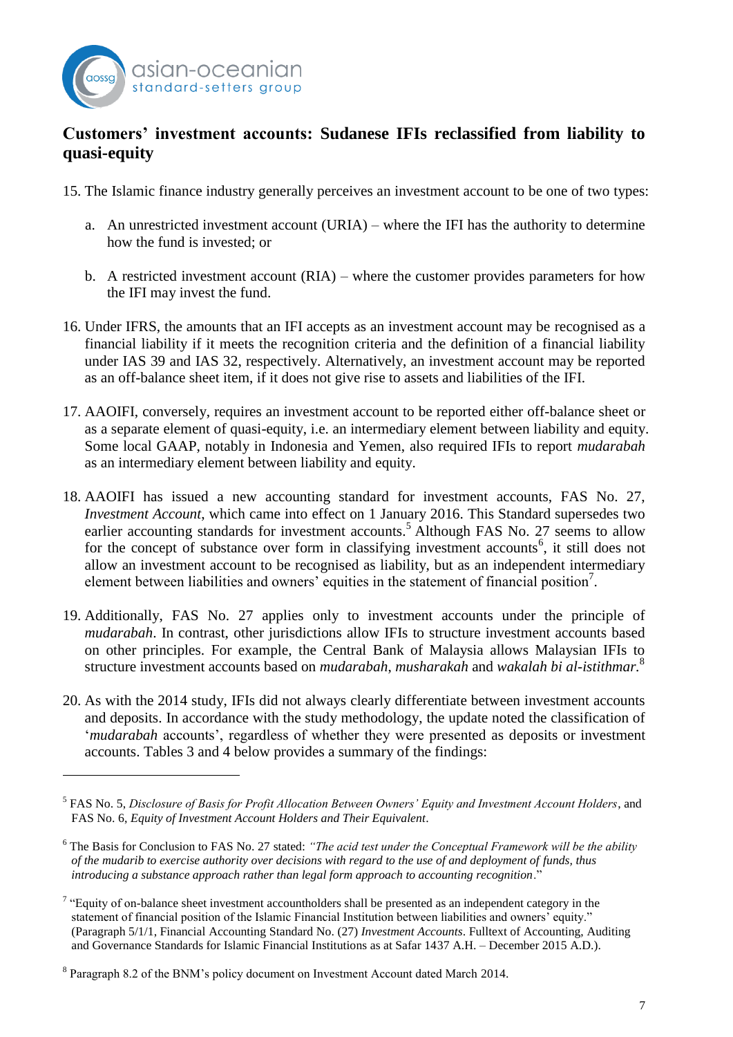## Customers' investment accounts: Sudanese IFIs reclassified from liability to quasi-equity

15. The Islamic finance industry generally perceives an investment account to be one of two types:

    a. An unrestricted investment account (URIA) – where the IFI has the authority to determine how the fund is invested; or

    b. A restricted investment account (RIA) – where the customer provides parameters for how the IFI may invest the fund.

16. Under IFRS, the amounts that an IFI accepts as an investment account may be recognised as a financial liability if it meets the recognition criteria and the definition of a financial liability under IAS 39 and IAS 32, respectively. Alternatively, an investment account may be reported as an off-balance sheet item, if it does not give rise to assets and liabilities of the IFI.

17. AAOIFI, conversely, requires an investment account to be reported either off-balance sheet or as a separate element of quasi-equity, i.e. an intermediary element between liability and equity. Some local GAAP, notably in Indonesia and Yemen, also required IFIs to report *mudarabah* as an intermediary element between liability and equity.

18. AAOIFI has issued a new accounting standard for investment accounts, FAS No. 27, *Investment Account*, which came into effect on 1 January 2016. This Standard supersedes two earlier accounting standards for investment accounts.[5] Although FAS No. 27 seems to allow for the concept of substance over form in classifying investment accounts[6], it still does not allow an investment account to be recognised as liability, but as an independent intermediary element between liabilities and owners' equities in the statement of financial position[7].

19. Additionally, FAS No. 27 applies only to investment accounts under the principle of *mudarabah*. In contrast, other jurisdictions allow IFIs to structure investment accounts based on other principles. For example, the Central Bank of Malaysia allows Malaysian IFIs to structure investment accounts based on *mudarabah*, *musharakah* and *wakalah bi al-istithmar.*[8]

20. As with the 2014 study, IFIs did not always clearly differentiate between investment accounts and deposits. In accordance with the study methodology, the update noted the classification of '*mudarabah* accounts', regardless of whether they were presented as deposits or investment accounts. Tables 3 and 4 below provides a summary of the findings:

---

[5] FAS No. 5, *Disclosure of Basis for Profit Allocation Between Owners' Equity and Investment Account Holders*, and FAS No. 6, *Equity of Investment Account Holders and Their Equivalent*.

[6] The Basis for Conclusion to FAS No. 27 stated: *"The acid test under the Conceptual Framework will be the ability of the mudarib to exercise authority over decisions with regard to the use of and deployment of funds, thus introducing a substance approach rather than legal form approach to accounting recognition*."

[7] "Equity of on-balance sheet investment accountholders shall be presented as an independent category in the statement of financial position of the Islamic Financial Institution between liabilities and owners' equity." (Paragraph 5/1/1, Financial Accounting Standard No. (27) *Investment Accounts*. Fulltext of Accounting, Auditing and Governance Standards for Islamic Financial Institutions as at Safar 1437 A.H. – December 2015 A.D.).

[8] Paragraph 8.2 of the BNM's policy document on Investment Account dated March 2014.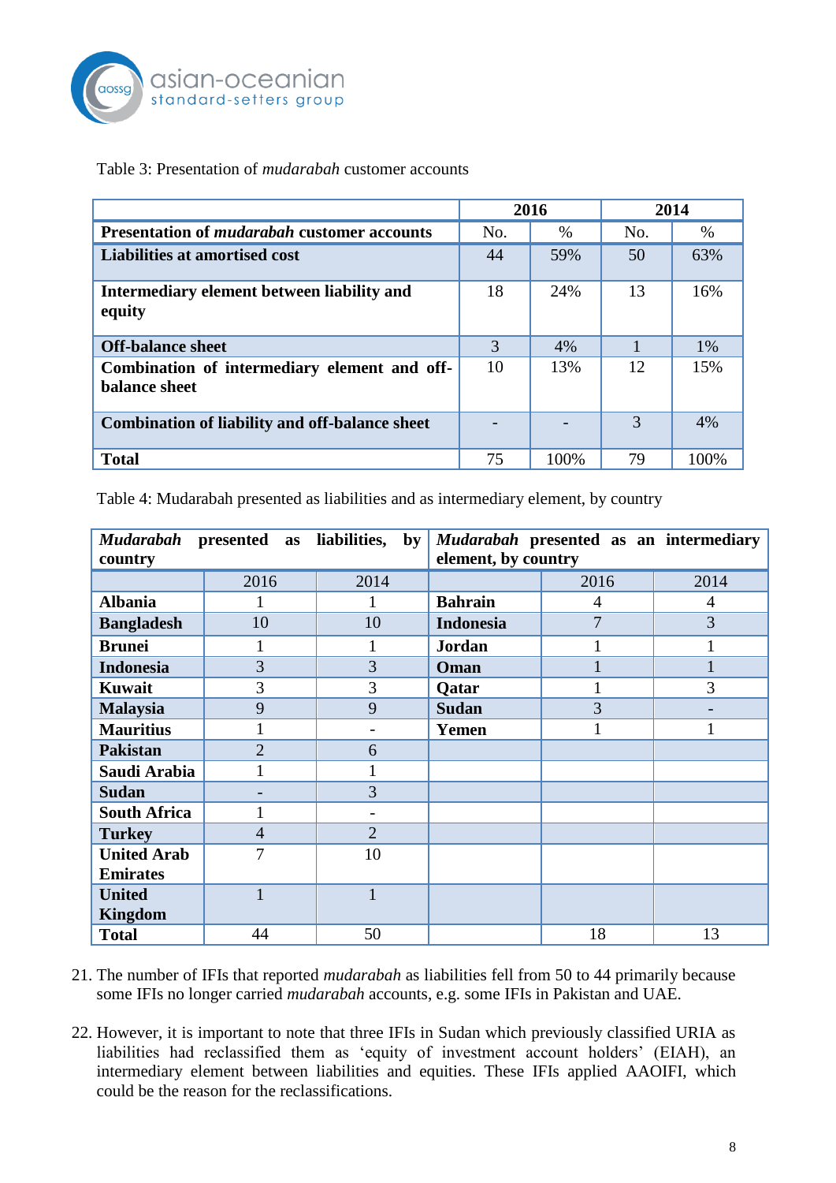Table 3: Presentation of *mudarabah* customer accounts

| | 2016 | | 2014 | |
|---|---|---|---|---|
| **Presentation of *mudarabah* customer accounts** | No. | % | No. | % |
| **Liabilities at amortised cost** | 44 | 59% | 50 | 63% |
| **Intermediary element between liability and equity** | 18 | 24% | 13 | 16% |
| **Off-balance sheet** | 3 | 4% | 1 | 1% |
| **Combination of intermediary element and off-balance sheet** | 10 | 13% | 12 | 15% |
| **Combination of liability and off-balance sheet** | - | - | 3 | 4% |
| **Total** | 75 | 100% | 79 | 100% |

Table 4: Mudarabah presented as liabilities and as intermediary element, by country

| ***Mudarabah* presented as liabilities, by country** | | | ***Mudarabah* presented as an intermediary element, by country** | | |
|---|---|---|---|---|---|
| | 2016 | 2014 | | 2016 | 2014 |
| **Albania** | 1 | 1 | **Bahrain** | 4 | 4 |
| **Bangladesh** | 10 | 10 | **Indonesia** | 7 | 3 |
| **Brunei** | 1 | 1 | **Jordan** | 1 | 1 |
| **Indonesia** | 3 | 3 | **Oman** | 1 | 1 |
| **Kuwait** | 3 | 3 | **Qatar** | 1 | 3 |
| **Malaysia** | 9 | 9 | **Sudan** | 3 | - |
| **Mauritius** | 1 | - | **Yemen** | 1 | 1 |
| **Pakistan** | 2 | 6 | | | |
| **Saudi Arabia** | 1 | 1 | | | |
| **Sudan** | - | 3 | | | |
| **South Africa** | 1 | - | | | |
| **Turkey** | 4 | 2 | | | |
| **United Arab Emirates** | 7 | 10 | | | |
| **United Kingdom** | 1 | 1 | | | |
| **Total** | 44 | 50 | | 18 | 13 |

21. The number of IFIs that reported *mudarabah* as liabilities fell from 50 to 44 primarily because some IFIs no longer carried *mudarabah* accounts, e.g. some IFIs in Pakistan and UAE.

22. However, it is important to note that three IFIs in Sudan which previously classified URIA as liabilities had reclassified them as 'equity of investment account holders' (EIAH), an intermediary element between liabilities and equities. These IFIs applied AAOIFI, which could be the reason for the reclassifications.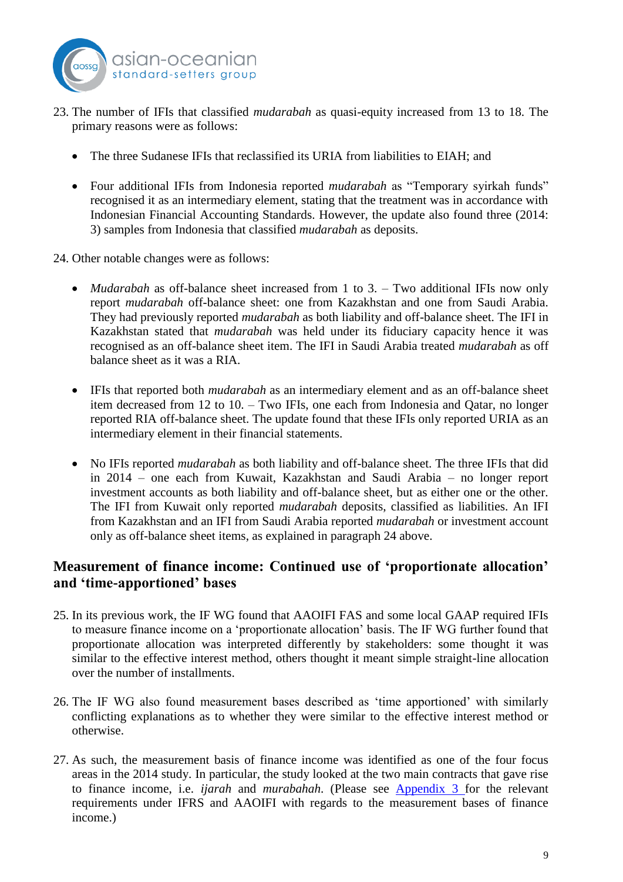23. The number of IFIs that classified *mudarabah* as quasi-equity increased from 13 to 18. The primary reasons were as follows:

    - The three Sudanese IFIs that reclassified its URIA from liabilities to EIAH; and

    - Four additional IFIs from Indonesia reported *mudarabah* as "Temporary syirkah funds" recognised it as an intermediary element, stating that the treatment was in accordance with Indonesian Financial Accounting Standards. However, the update also found three (2014: 3) samples from Indonesia that classified *mudarabah* as deposits.

24. Other notable changes were as follows:

    - *Mudarabah* as off-balance sheet increased from 1 to 3. – Two additional IFIs now only report *mudarabah* off-balance sheet: one from Kazakhstan and one from Saudi Arabia. They had previously reported *mudarabah* as both liability and off-balance sheet. The IFI in Kazakhstan stated that *mudarabah* was held under its fiduciary capacity hence it was recognised as an off-balance sheet item. The IFI in Saudi Arabia treated *mudarabah* as off balance sheet as it was a RIA.

    - IFIs that reported both *mudarabah* as an intermediary element and as an off-balance sheet item decreased from 12 to 10. – Two IFIs, one each from Indonesia and Qatar, no longer reported RIA off-balance sheet. The update found that these IFIs only reported URIA as an intermediary element in their financial statements.

    - No IFIs reported *mudarabah* as both liability and off-balance sheet. The three IFIs that did in 2014 – one each from Kuwait, Kazakhstan and Saudi Arabia – no longer report investment accounts as both liability and off-balance sheet, but as either one or the other. The IFI from Kuwait only reported *mudarabah* deposits, classified as liabilities. An IFI from Kazakhstan and an IFI from Saudi Arabia reported *mudarabah* or investment account only as off-balance sheet items, as explained in paragraph 24 above.

## Measurement of finance income: Continued use of 'proportionate allocation' and 'time-apportioned' bases

25. In its previous work, the IF WG found that AAOIFI FAS and some local GAAP required IFIs to measure finance income on a 'proportionate allocation' basis. The IF WG further found that proportionate allocation was interpreted differently by stakeholders: some thought it was similar to the effective interest method, others thought it meant simple straight-line allocation over the number of installments.

26. The IF WG also found measurement bases described as 'time apportioned' with similarly conflicting explanations as to whether they were similar to the effective interest method or otherwise.

27. As such, the measurement basis of finance income was identified as one of the four focus areas in the 2014 study. In particular, the study looked at the two main contracts that gave rise to finance income, i.e. *ijarah* and *murabahah*. (Please see Appendix 3 for the relevant requirements under IFRS and AAOIFI with regards to the measurement bases of finance income.)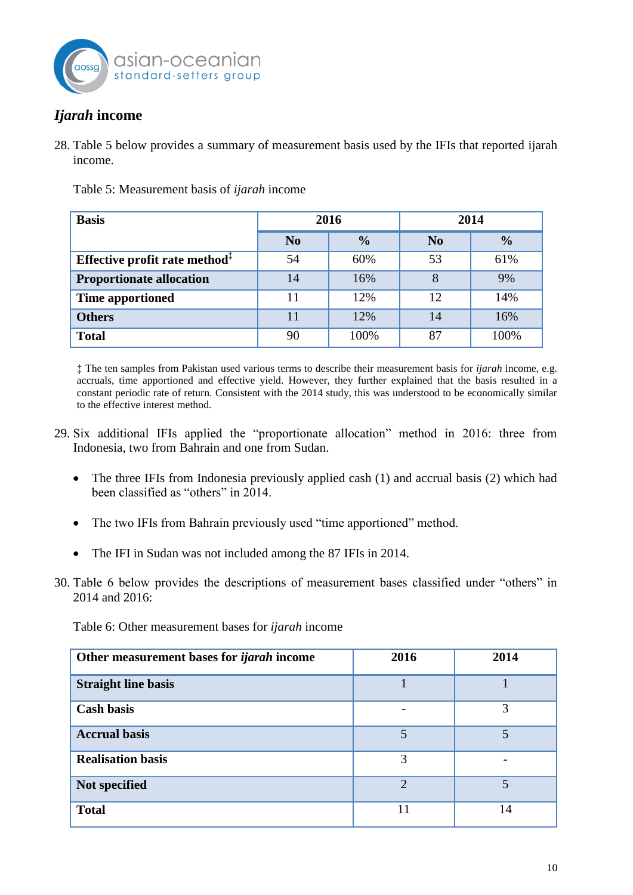## *Ijarah* income

28. Table 5 below provides a summary of measurement basis used by the IFIs that reported ijarah income.

Table 5: Measurement basis of *ijarah* income

| **Basis** | **2016** | | **2014** | |
|---|---|---|---|---|
| | **No** | **%** | **No** | **%** |
| **Effective profit rate method**‡ | 54 | 60% | 53 | 61% |
| **Proportionate allocation** | 14 | 16% | 8 | 9% |
| **Time apportioned** | 11 | 12% | 12 | 14% |
| **Others** | 11 | 12% | 14 | 16% |
| **Total** | 90 | 100% | 87 | 100% |

‡ The ten samples from Pakistan used various terms to describe their measurement basis for *ijarah* income, e.g. accruals, time apportioned and effective yield. However, they further explained that the basis resulted in a constant periodic rate of return. Consistent with the 2014 study, this was understood to be economically similar to the effective interest method.

29. Six additional IFIs applied the "proportionate allocation" method in 2016: three from Indonesia, two from Bahrain and one from Sudan.

   - The three IFIs from Indonesia previously applied cash (1) and accrual basis (2) which had been classified as "others" in 2014.
   - The two IFIs from Bahrain previously used "time apportioned" method.
   - The IFI in Sudan was not included among the 87 IFIs in 2014.

30. Table 6 below provides the descriptions of measurement bases classified under "others" in 2014 and 2016:

Table 6: Other measurement bases for *ijarah* income

| **Other measurement bases for *ijarah* income** | **2016** | **2014** |
|---|---|---|
| **Straight line basis** | 1 | 1 |
| **Cash basis** | - | 3 |
| **Accrual basis** | 5 | 5 |
| **Realisation basis** | 3 | - |
| **Not specified** | 2 | 5 |
| **Total** | 11 | 14 |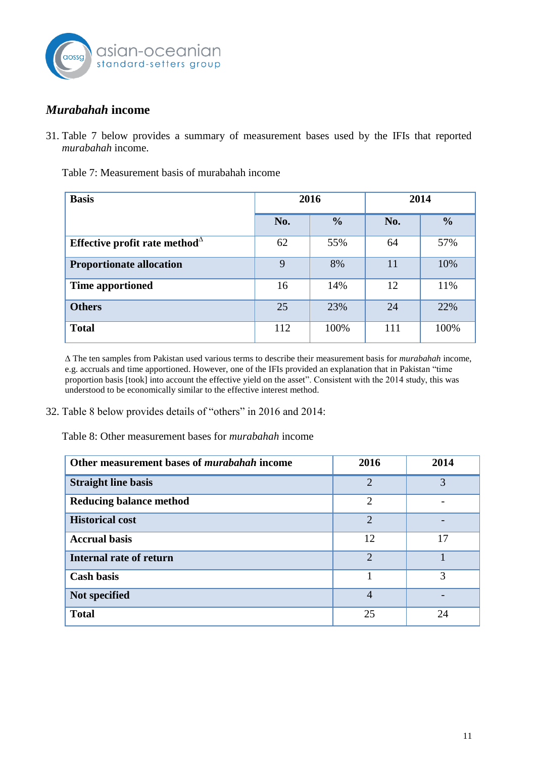## *Murabahah* income

31. Table 7 below provides a summary of measurement bases used by the IFIs that reported *murabahah* income.

Table 7: Measurement basis of murabahah income

| **Basis** | **2016** | | **2014** | |
|---|---|---|---|---|
| | **No.** | **%** | **No.** | **%** |
| **Effective profit rate method**[Δ] | 62 | 55% | 64 | 57% |
| **Proportionate allocation** | 9 | 8% | 11 | 10% |
| **Time apportioned** | 16 | 14% | 12 | 11% |
| **Others** | 25 | 23% | 24 | 22% |
| **Total** | 112 | 100% | 111 | 100% |

Δ The ten samples from Pakistan used various terms to describe their measurement basis for *murabahah* income, e.g. accruals and time apportioned. However, one of the IFIs provided an explanation that in Pakistan "time proportion basis [took] into account the effective yield on the asset". Consistent with the 2014 study, this was understood to be economically similar to the effective interest method.

32. Table 8 below provides details of "others" in 2016 and 2014:

Table 8: Other measurement bases for *murabahah* income

| **Other measurement bases of *murabahah* income** | **2016** | **2014** |
|---|---|---|
| **Straight line basis** | 2 | 3 |
| **Reducing balance method** | 2 | - |
| **Historical cost** | 2 | - |
| **Accrual basis** | 12 | 17 |
| **Internal rate of return** | 2 | 1 |
| **Cash basis** | 1 | 3 |
| **Not specified** | 4 | - |
| **Total** | 25 | 24 |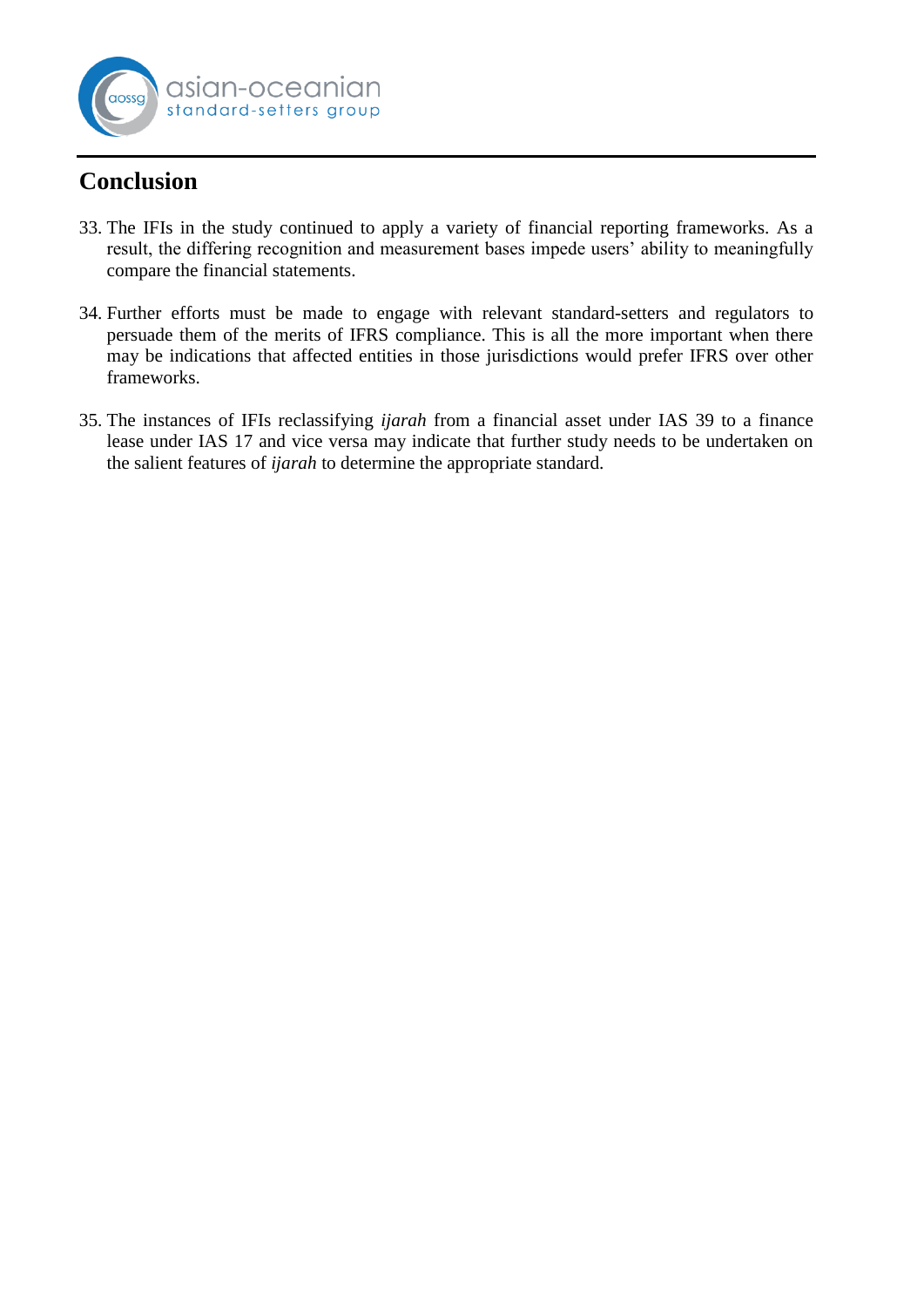## Conclusion

33. The IFIs in the study continued to apply a variety of financial reporting frameworks. As a result, the differing recognition and measurement bases impede users' ability to meaningfully compare the financial statements.

34. Further efforts must be made to engage with relevant standard-setters and regulators to persuade them of the merits of IFRS compliance. This is all the more important when there may be indications that affected entities in those jurisdictions would prefer IFRS over other frameworks.

35. The instances of IFIs reclassifying *ijarah* from a financial asset under IAS 39 to a finance lease under IAS 17 and vice versa may indicate that further study needs to be undertaken on the salient features of *ijarah* to determine the appropriate standard.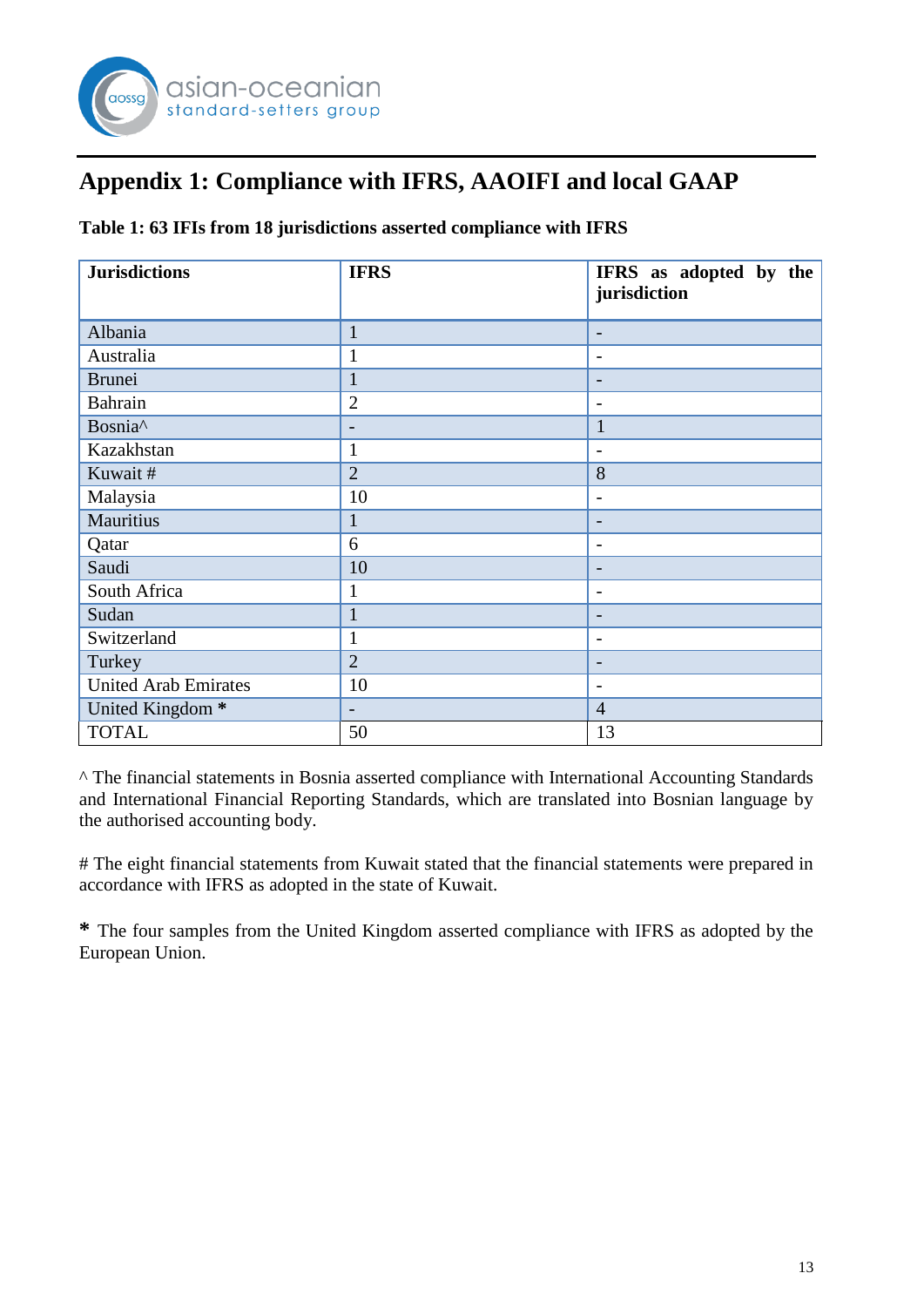## Appendix 1: Compliance with IFRS, AAOIFI and local GAAP

**Table 1: 63 IFIs from 18 jurisdictions asserted compliance with IFRS**

| Jurisdictions | IFRS | IFRS as adopted by the jurisdiction |
|---|---|---|
| Albania | 1 | - |
| Australia | 1 | - |
| Brunei | 1 | - |
| Bahrain | 2 | - |
| Bosnia^ | - | 1 |
| Kazakhstan | 1 | - |
| Kuwait # | 2 | 8 |
| Malaysia | 10 | - |
| Mauritius | 1 | - |
| Qatar | 6 | - |
| Saudi | 10 | - |
| South Africa | 1 | - |
| Sudan | 1 | - |
| Switzerland | 1 | - |
| Turkey | 2 | - |
| United Arab Emirates | 10 | - |
| United Kingdom * | - | 4 |
| TOTAL | 50 | 13 |

^ The financial statements in Bosnia asserted compliance with International Accounting Standards and International Financial Reporting Standards, which are translated into Bosnian language by the authorised accounting body.

# The eight financial statements from Kuwait stated that the financial statements were prepared in accordance with IFRS as adopted in the state of Kuwait.

**\*** The four samples from the United Kingdom asserted compliance with IFRS as adopted by the European Union.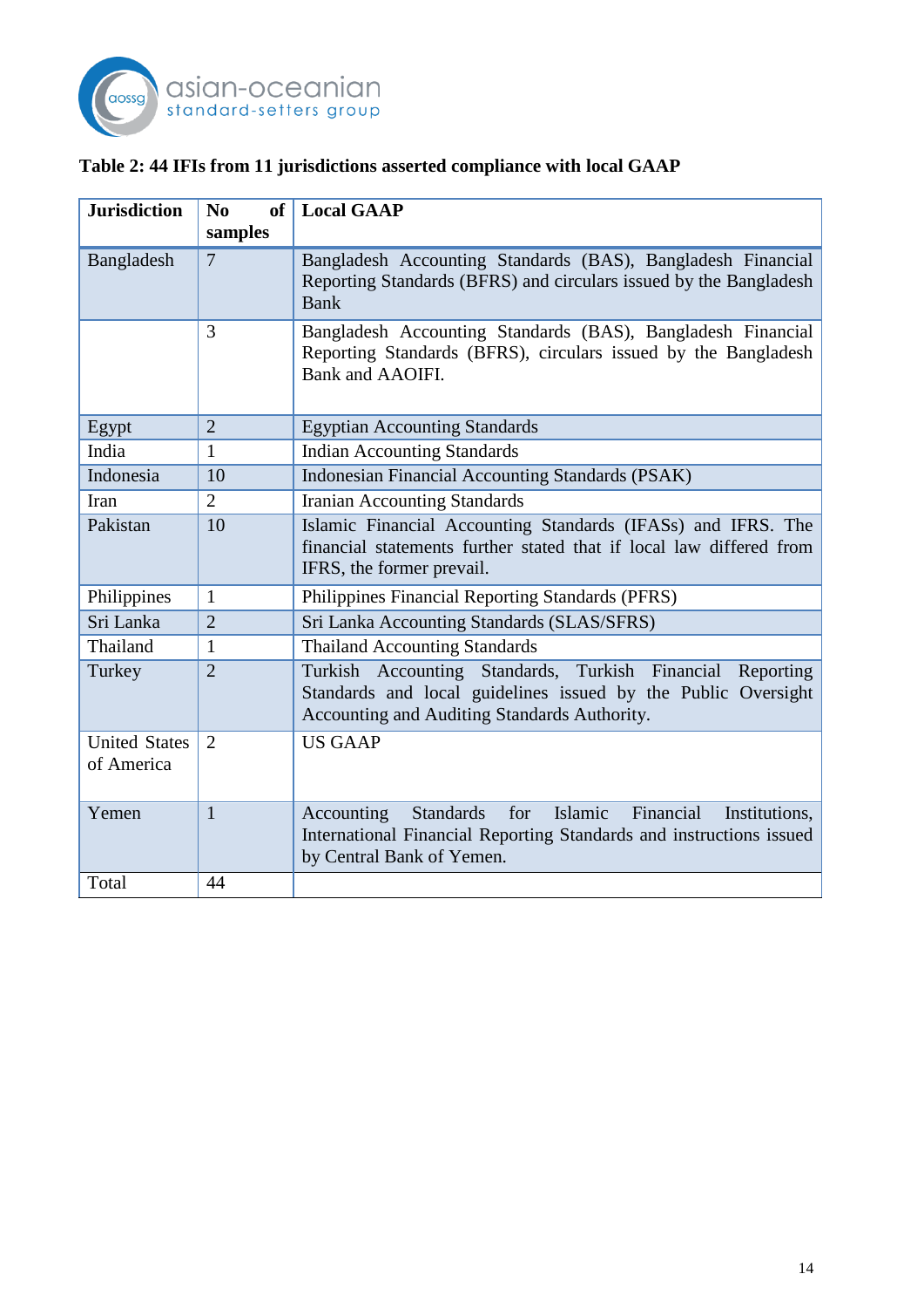**Table 2: 44 IFIs from 11 jurisdictions asserted compliance with local GAAP**

| Jurisdiction | No of samples | Local GAAP |
|---|---|---|
| Bangladesh | 7 | Bangladesh Accounting Standards (BAS), Bangladesh Financial Reporting Standards (BFRS) and circulars issued by the Bangladesh Bank |
| | 3 | Bangladesh Accounting Standards (BAS), Bangladesh Financial Reporting Standards (BFRS), circulars issued by the Bangladesh Bank and AAOIFI. |
| Egypt | 2 | Egyptian Accounting Standards |
| India | 1 | Indian Accounting Standards |
| Indonesia | 10 | Indonesian Financial Accounting Standards (PSAK) |
| Iran | 2 | Iranian Accounting Standards |
| Pakistan | 10 | Islamic Financial Accounting Standards (IFASs) and IFRS. The financial statements further stated that if local law differed from IFRS, the former prevail. |
| Philippines | 1 | Philippines Financial Reporting Standards (PFRS) |
| Sri Lanka | 2 | Sri Lanka Accounting Standards (SLAS/SFRS) |
| Thailand | 1 | Thailand Accounting Standards |
| Turkey | 2 | Turkish Accounting Standards, Turkish Financial Reporting Standards and local guidelines issued by the Public Oversight Accounting and Auditing Standards Authority. |
| United States of America | 2 | US GAAP |
| Yemen | 1 | Accounting Standards for Islamic Financial Institutions, International Financial Reporting Standards and instructions issued by Central Bank of Yemen. |
| Total | 44 | |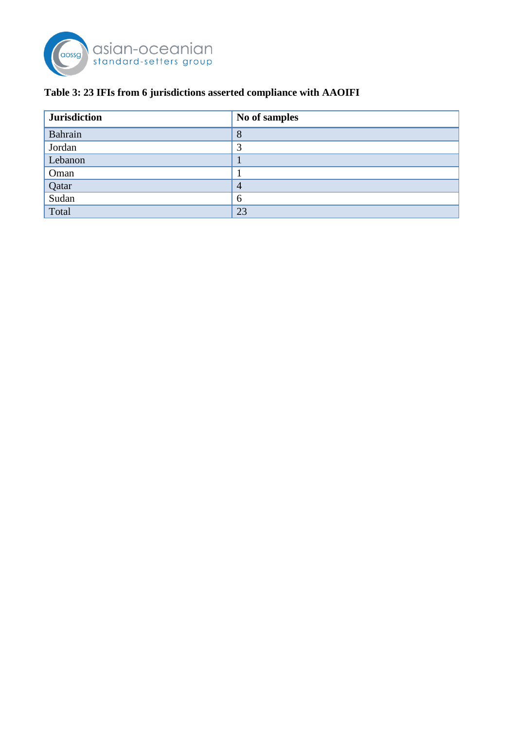**Table 3: 23 IFIs from 6 jurisdictions asserted compliance with AAOIFI**

| Jurisdiction | No of samples |
|---|---|
| Bahrain | 8 |
| Jordan | 3 |
| Lebanon | 1 |
| Oman | 1 |
| Qatar | 4 |
| Sudan | 6 |
| Total | 23 |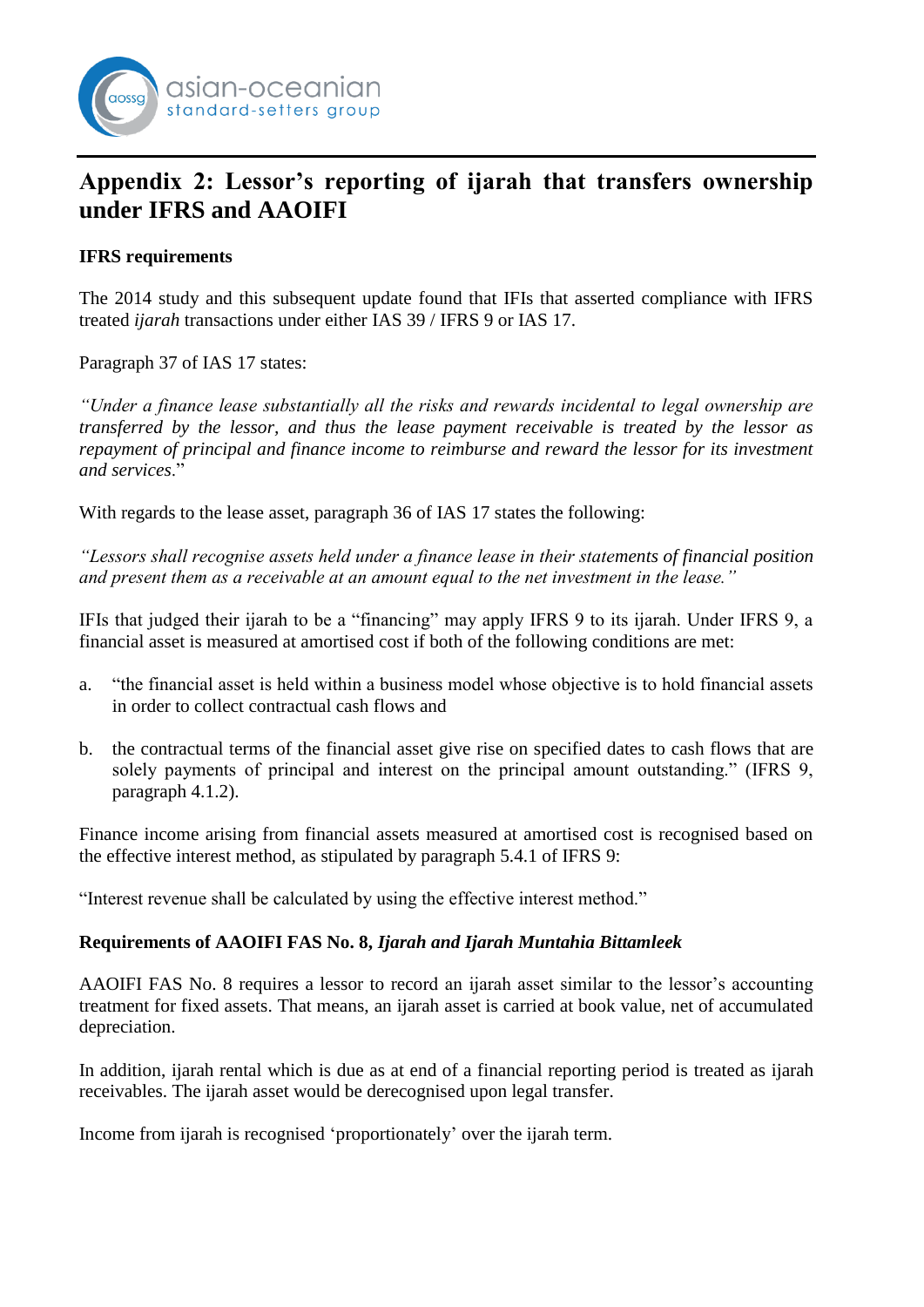# Appendix 2: Lessor's reporting of ijarah that transfers ownership under IFRS and AAOIFI

**IFRS requirements**

The 2014 study and this subsequent update found that IFIs that asserted compliance with IFRS treated *ijarah* transactions under either IAS 39 / IFRS 9 or IAS 17.

Paragraph 37 of IAS 17 states:

*"Under a finance lease substantially all the risks and rewards incidental to legal ownership are transferred by the lessor, and thus the lease payment receivable is treated by the lessor as repayment of principal and finance income to reimburse and reward the lessor for its investment and services*."

With regards to the lease asset, paragraph 36 of IAS 17 states the following:

*"Lessors shall recognise assets held under a finance lease in their statements of financial position and present them as a receivable at an amount equal to the net investment in the lease."*

IFIs that judged their ijarah to be a "financing" may apply IFRS 9 to its ijarah. Under IFRS 9, a financial asset is measured at amortised cost if both of the following conditions are met:

a. "the financial asset is held within a business model whose objective is to hold financial assets in order to collect contractual cash flows and

b. the contractual terms of the financial asset give rise on specified dates to cash flows that are solely payments of principal and interest on the principal amount outstanding." (IFRS 9, paragraph 4.1.2).

Finance income arising from financial assets measured at amortised cost is recognised based on the effective interest method, as stipulated by paragraph 5.4.1 of IFRS 9:

"Interest revenue shall be calculated by using the effective interest method."

**Requirements of AAOIFI FAS No. 8, *Ijarah and Ijarah Muntahia Bittamleek***

AAOIFI FAS No. 8 requires a lessor to record an ijarah asset similar to the lessor's accounting treatment for fixed assets. That means, an ijarah asset is carried at book value, net of accumulated depreciation.

In addition, ijarah rental which is due as at end of a financial reporting period is treated as ijarah receivables. The ijarah asset would be derecognised upon legal transfer.

Income from ijarah is recognised 'proportionately' over the ijarah term.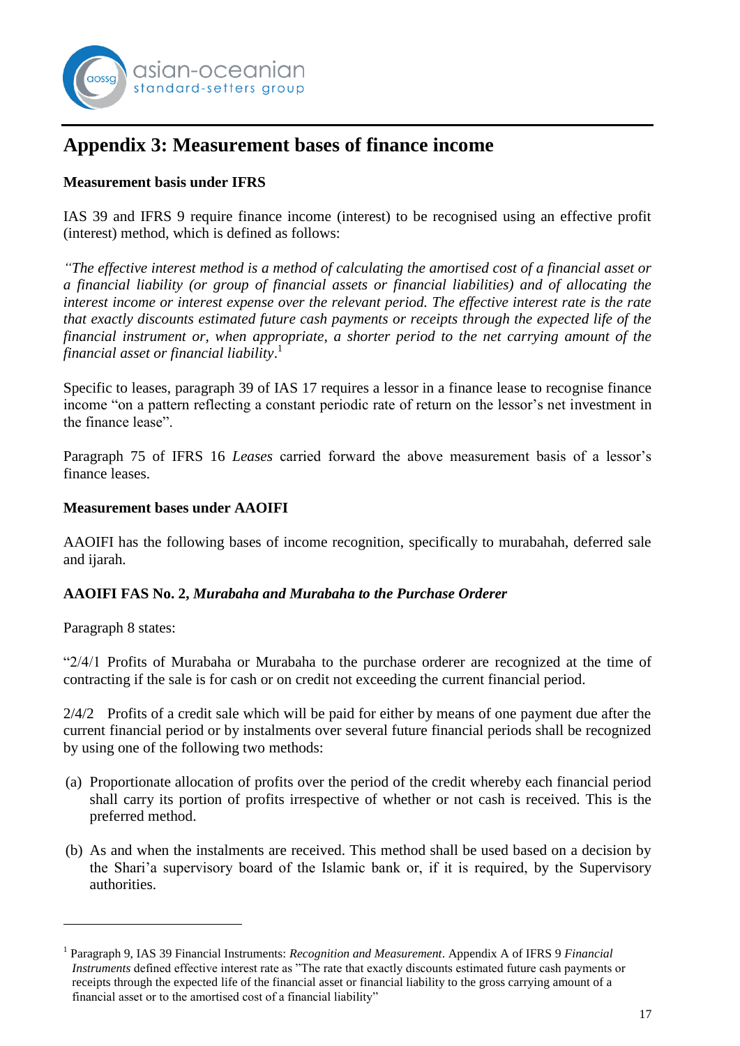## Appendix 3: Measurement bases of finance income

**Measurement basis under IFRS**

IAS 39 and IFRS 9 require finance income (interest) to be recognised using an effective profit (interest) method, which is defined as follows:

*"The effective interest method is a method of calculating the amortised cost of a financial asset or a financial liability (or group of financial assets or financial liabilities) and of allocating the interest income or interest expense over the relevant period. The effective interest rate is the rate that exactly discounts estimated future cash payments or receipts through the expected life of the financial instrument or, when appropriate, a shorter period to the net carrying amount of the financial asset or financial liability.*[1]

Specific to leases, paragraph 39 of IAS 17 requires a lessor in a finance lease to recognise finance income "on a pattern reflecting a constant periodic rate of return on the lessor's net investment in the finance lease".

Paragraph 75 of IFRS 16 *Leases* carried forward the above measurement basis of a lessor's finance leases.

**Measurement bases under AAOIFI**

AAOIFI has the following bases of income recognition, specifically to murabahah, deferred sale and ijarah.

**AAOIFI FAS No. 2, *Murabaha and Murabaha to the Purchase Orderer***

Paragraph 8 states:

"2/4/1 Profits of Murabaha or Murabaha to the purchase orderer are recognized at the time of contracting if the sale is for cash or on credit not exceeding the current financial period.

2/4/2 Profits of a credit sale which will be paid for either by means of one payment due after the current financial period or by instalments over several future financial periods shall be recognized by using one of the following two methods:

(a) Proportionate allocation of profits over the period of the credit whereby each financial period shall carry its portion of profits irrespective of whether or not cash is received. This is the preferred method.

(b) As and when the instalments are received. This method shall be used based on a decision by the Shari'a supervisory board of the Islamic bank or, if it is required, by the Supervisory authorities.

---

[1] Paragraph 9, IAS 39 Financial Instruments: *Recognition and Measurement*. Appendix A of IFRS 9 *Financial Instruments* defined effective interest rate as "The rate that exactly discounts estimated future cash payments or receipts through the expected life of the financial asset or financial liability to the gross carrying amount of a financial asset or to the amortised cost of a financial liability"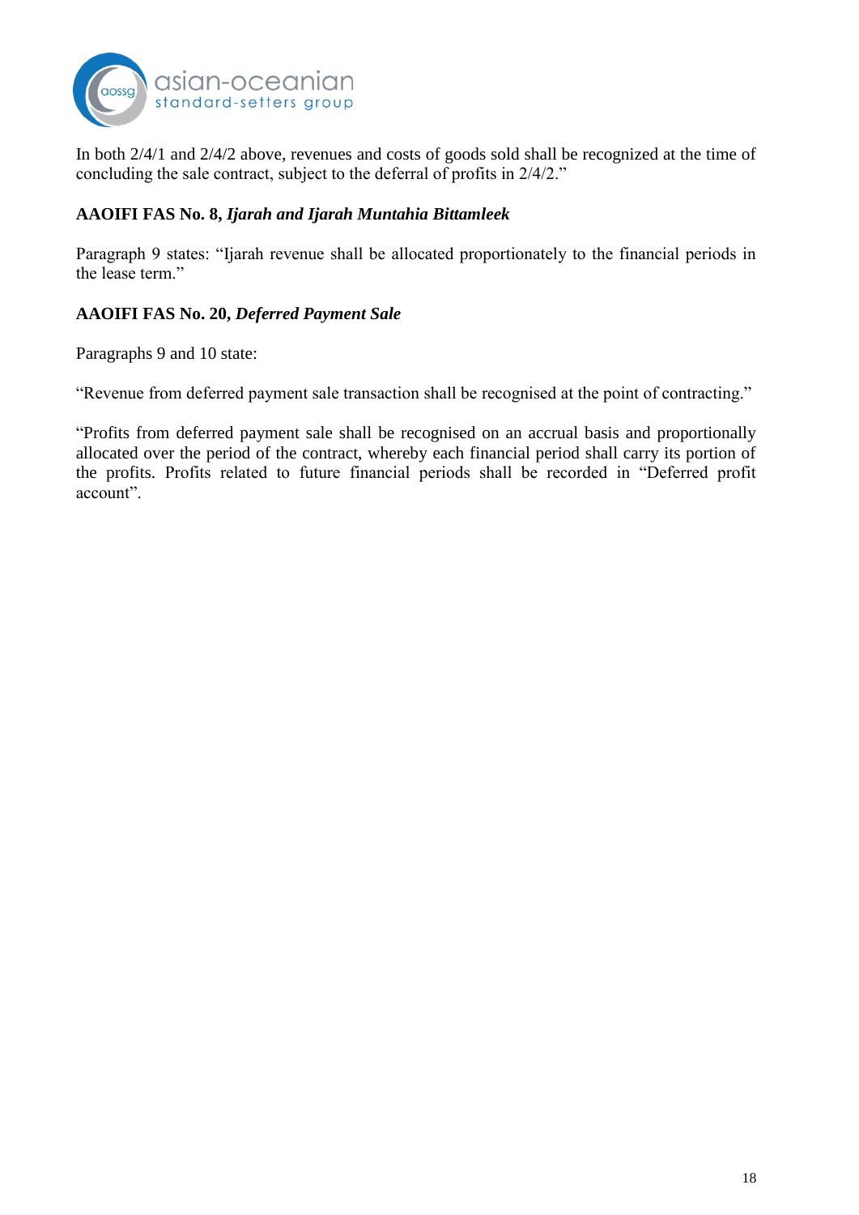In both 2/4/1 and 2/4/2 above, revenues and costs of goods sold shall be recognized at the time of concluding the sale contract, subject to the deferral of profits in 2/4/2."

**AAOIFI FAS No. 8, *Ijarah and Ijarah Muntahia Bittamleek***

Paragraph 9 states: "Ijarah revenue shall be allocated proportionately to the financial periods in the lease term."

**AAOIFI FAS No. 20, *Deferred Payment Sale***

Paragraphs 9 and 10 state:

"Revenue from deferred payment sale transaction shall be recognised at the point of contracting."

"Profits from deferred payment sale shall be recognised on an accrual basis and proportionally allocated over the period of the contract, whereby each financial period shall carry its portion of the profits. Profits related to future financial periods shall be recorded in "Deferred profit account".